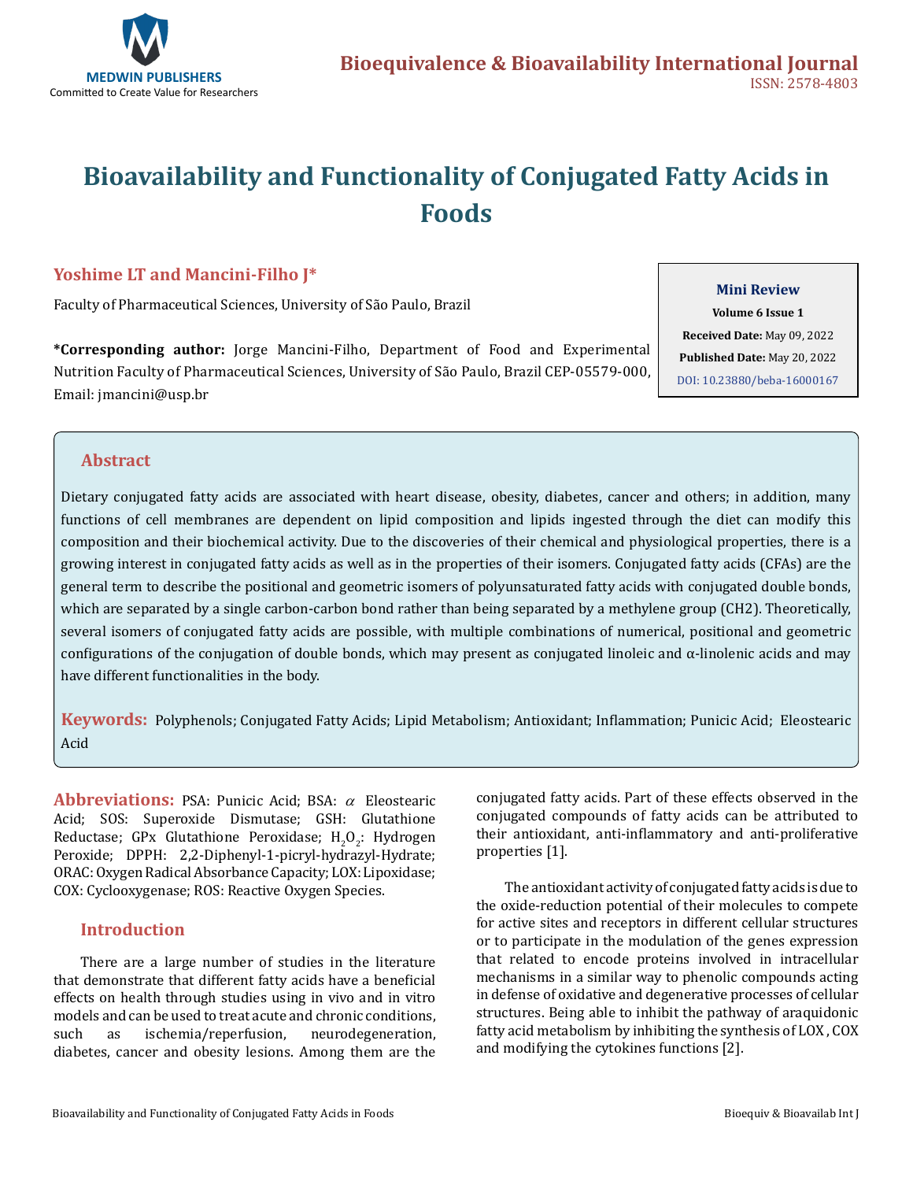# Bioavailability and Functionality of Conjugated Fatty Acids in Foods

**Yoshime LT and Mancini-Filho J***

Faculty of Pharmaceutical Sciences, University of São Paulo, Brazil

**\*Corresponding author:** Jorge Mancini-Filho, Department of Food and Experimental Nutrition Faculty of Pharmaceutical Sciences, University of São Paulo, Brazil CEP-05579-000, Email: jmancini@usp.br

**Mini Review**
**Volume 6 Issue 1**
**Received Date:** May 09, 2022
**Published Date:** May 20, 2022
DOI: 10.23880/beba-16000167

## Abstract

Dietary conjugated fatty acids are associated with heart disease, obesity, diabetes, cancer and others; in addition, many functions of cell membranes are dependent on lipid composition and lipids ingested through the diet can modify this composition and their biochemical activity. Due to the discoveries of their chemical and physiological properties, there is a growing interest in conjugated fatty acids as well as in the properties of their isomers. Conjugated fatty acids (CFAs) are the general term to describe the positional and geometric isomers of polyunsaturated fatty acids with conjugated double bonds, which are separated by a single carbon-carbon bond rather than being separated by a methylene group (CH2). Theoretically, several isomers of conjugated fatty acids are possible, with multiple combinations of numerical, positional and geometric configurations of the conjugation of double bonds, which may present as conjugated linoleic and α-linolenic acids and may have different functionalities in the body.

**Keywords:** Polyphenols; Conjugated Fatty Acids; Lipid Metabolism; Antioxidant; Inflammation; Punicic Acid; Eleostearic Acid

**Abbreviations:** PSA: Punicic Acid; BSA: $\alpha$ Eleostearic Acid; SOS: Superoxide Dismutase; GSH: Glutathione Reductase; GPx Glutathione Peroxidase; $H_2O_2$: Hydrogen Peroxide; DPPH: 2,2-Diphenyl-1-picryl-hydrazyl-Hydrate; ORAC: Oxygen Radical Absorbance Capacity; LOX: Lipoxidase; COX: Cyclooxygenase; ROS: Reactive Oxygen Species.

## Introduction

There are a large number of studies in the literature that demonstrate that different fatty acids have a beneficial effects on health through studies using in vivo and in vitro models and can be used to treat acute and chronic conditions, such as ischemia/reperfusion, neurodegeneration, diabetes, cancer and obesity lesions. Among them are the conjugated fatty acids. Part of these effects observed in the conjugated compounds of fatty acids can be attributed to their antioxidant, anti-inflammatory and anti-proliferative properties [1].

The antioxidant activity of conjugated fatty acids is due to the oxide-reduction potential of their molecules to compete for active sites and receptors in different cellular structures or to participate in the modulation of the genes expression that related to encode proteins involved in intracellular mechanisms in a similar way to phenolic compounds acting in defense of oxidative and degenerative processes of cellular structures. Being able to inhibit the pathway of araquidonic fatty acid metabolism by inhibiting the synthesis of LOX , COX and modifying the cytokines functions [2].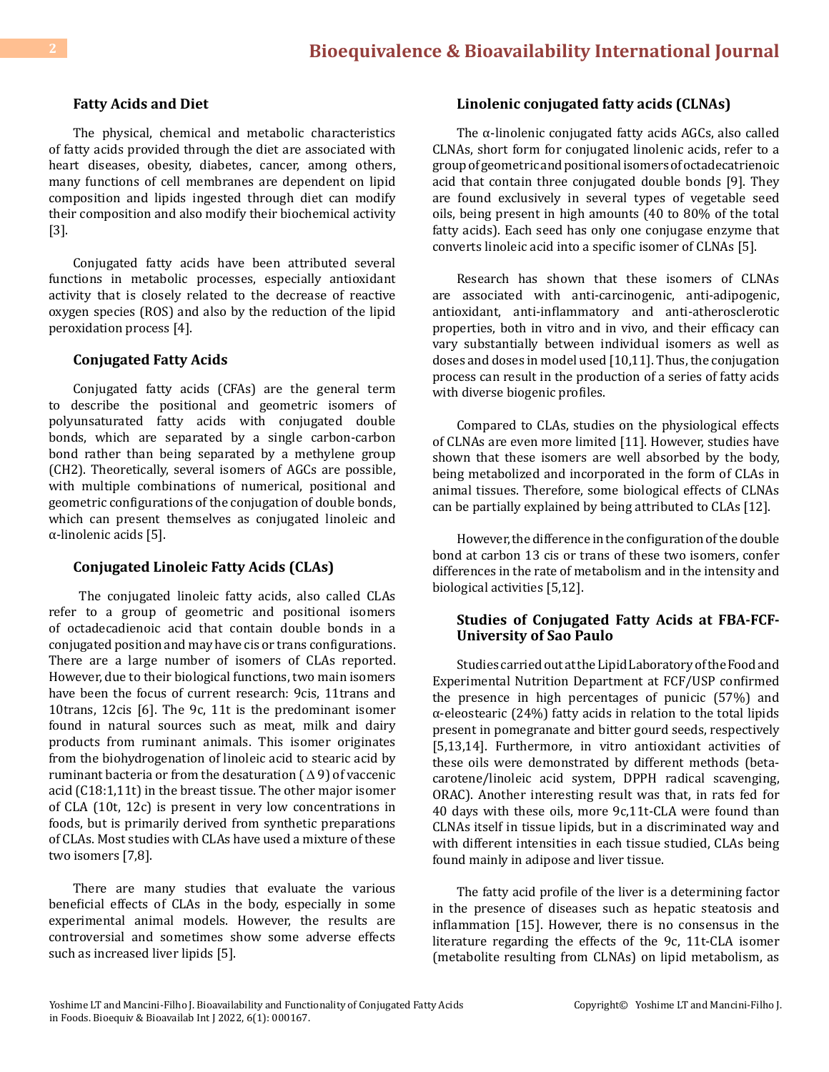## Fatty Acids and Diet

The physical, chemical and metabolic characteristics of fatty acids provided through the diet are associated with heart diseases, obesity, diabetes, cancer, among others, many functions of cell membranes are dependent on lipid composition and lipids ingested through diet can modify their composition and also modify their biochemical activity [3].

Conjugated fatty acids have been attributed several functions in metabolic processes, especially antioxidant activity that is closely related to the decrease of reactive oxygen species (ROS) and also by the reduction of the lipid peroxidation process [4].

## Conjugated Fatty Acids

Conjugated fatty acids (CFAs) are the general term to describe the positional and geometric isomers of polyunsaturated fatty acids with conjugated double bonds, which are separated by a single carbon-carbon bond rather than being separated by a methylene group ($CH_2$). Theoretically, several isomers of AGCs are possible, with multiple combinations of numerical, positional and geometric configurations of the conjugation of double bonds, which can present themselves as conjugated linoleic and α-linolenic acids [5].

## Conjugated Linoleic Fatty Acids (CLAs)

The conjugated linoleic fatty acids, also called CLAs refer to a group of geometric and positional isomers of octadecadienoic acid that contain double bonds in a conjugated position and may have cis or trans configurations. There are a large number of isomers of CLAs reported. However, due to their biological functions, two main isomers have been the focus of current research: 9cis, 11trans and 10trans, 12cis [6]. The 9c, 11t is the predominant isomer found in natural sources such as meat, milk and dairy products from ruminant animals. This isomer originates from the biohydrogenation of linoleic acid to stearic acid by ruminant bacteria or from the desaturation ($\Delta 9$) of vaccenic acid (C18:1,11t) in the breast tissue. The other major isomer of CLA (10t, 12c) is present in very low concentrations in foods, but is primarily derived from synthetic preparations of CLAs. Most studies with CLAs have used a mixture of these two isomers [7,8].

There are many studies that evaluate the various beneficial effects of CLAs in the body, especially in some experimental animal models. However, the results are controversial and sometimes show some adverse effects such as increased liver lipids [5].

## Linolenic conjugated fatty acids (CLNAs)

The α-linolenic conjugated fatty acids AGCs, also called CLNAs, short form for conjugated linolenic acids, refer to a group of geometric and positional isomers of octadecatrienoic acid that contain three conjugated double bonds [9]. They are found exclusively in several types of vegetable seed oils, being present in high amounts (40 to 80% of the total fatty acids). Each seed has only one conjugase enzyme that converts linoleic acid into a specific isomer of CLNAs [5].

Research has shown that these isomers of CLNAs are associated with anti-carcinogenic, anti-adipogenic, antioxidant, anti-inflammatory and anti-atherosclerotic properties, both in vitro and in vivo, and their efficacy can vary substantially between individual isomers as well as doses and doses in model used [10,11]. Thus, the conjugation process can result in the production of a series of fatty acids with diverse biogenic profiles.

Compared to CLAs, studies on the physiological effects of CLNAs are even more limited [11]. However, studies have shown that these isomers are well absorbed by the body, being metabolized and incorporated in the form of CLAs in animal tissues. Therefore, some biological effects of CLNAs can be partially explained by being attributed to CLAs [12].

However, the difference in the configuration of the double bond at carbon 13 cis or trans of these two isomers, confer differences in the rate of metabolism and in the intensity and biological activities [5,12].

## Studies of Conjugated Fatty Acids at FBA-FCF-University of Sao Paulo

Studies carried out at the Lipid Laboratory of the Food and Experimental Nutrition Department at FCF/USP confirmed the presence in high percentages of punicic (57%) and α-eleostearic (24%) fatty acids in relation to the total lipids present in pomegranate and bitter gourd seeds, respectively [5,13,14]. Furthermore, in vitro antioxidant activities of these oils were demonstrated by different methods (beta-carotene/linoleic acid system, DPPH radical scavenging, ORAC). Another interesting result was that, in rats fed for 40 days with these oils, more 9c,11t-CLA were found than CLNAs itself in tissue lipids, but in a discriminated way and with different intensities in each tissue studied, CLAs being found mainly in adipose and liver tissue.

The fatty acid profile of the liver is a determining factor in the presence of diseases such as hepatic steatosis and inflammation [15]. However, there is no consensus in the literature regarding the effects of the 9c, 11t-CLA isomer (metabolite resulting from CLNAs) on lipid metabolism, as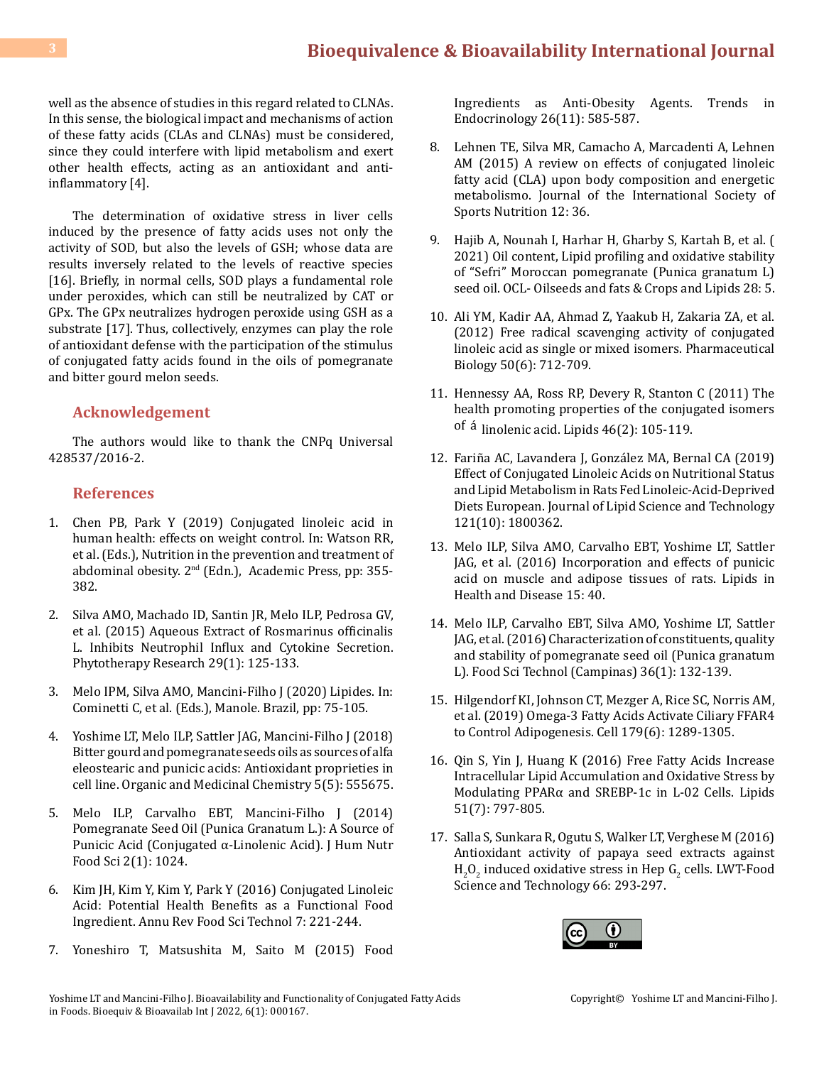well as the absence of studies in this regard related to CLNAs. In this sense, the biological impact and mechanisms of action of these fatty acids (CLAs and CLNAs) must be considered, since they could interfere with lipid metabolism and exert other health effects, acting as an antioxidant and anti-inflammatory [4].

The determination of oxidative stress in liver cells induced by the presence of fatty acids uses not only the activity of SOD, but also the levels of GSH; whose data are results inversely related to the levels of reactive species [16]. Briefly, in normal cells, SOD plays a fundamental role under peroxides, which can still be neutralized by CAT or GPx. The GPx neutralizes hydrogen peroxide using GSH as a substrate [17]. Thus, collectively, enzymes can play the role of antioxidant defense with the participation of the stimulus of conjugated fatty acids found in the oils of pomegranate and bitter gourd melon seeds.

## Acknowledgement

The authors would like to thank the CNPq Universal 428537/2016-2.

## References

1. Chen PB, Park Y (2019) Conjugated linoleic acid in human health: effects on weight control. In: Watson RR, et al. (Eds.), Nutrition in the prevention and treatment of abdominal obesity. 2nd (Edn.), Academic Press, pp: 355-382.
2. Silva AMO, Machado ID, Santin JR, Melo ILP, Pedrosa GV, et al. (2015) Aqueous Extract of Rosmarinus officinalis L. Inhibits Neutrophil Influx and Cytokine Secretion. Phytotherapy Research 29(1): 125-133.
3. Melo IPM, Silva AMO, Mancini-Filho J (2020) Lipides. In: Cominetti C, et al. (Eds.), Manole. Brazil, pp: 75-105.
4. Yoshime LT, Melo ILP, Sattler JAG, Mancini-Filho J (2018) Bitter gourd and pomegranate seeds oils as sources of alfa eleostearic and punicic acids: Antioxidant proprieties in cell line. Organic and Medicinal Chemistry 5(5): 555675.
5. Melo ILP, Carvalho EBT, Mancini-Filho J (2014) Pomegranate Seed Oil (Punica Granatum L.): A Source of Punicic Acid (Conjugated α-Linolenic Acid). J Hum Nutr Food Sci 2(1): 1024.
6. Kim JH, Kim Y, Kim Y, Park Y (2016) Conjugated Linoleic Acid: Potential Health Benefits as a Functional Food Ingredient. Annu Rev Food Sci Technol 7: 221-244.
7. Yoneshiro T, Matsushita M, Saito M (2015) Food Ingredients as Anti-Obesity Agents. Trends in Endocrinology 26(11): 585-587.
8. Lehnen TE, Silva MR, Camacho A, Marcadenti A, Lehnen AM (2015) A review on effects of conjugated linoleic fatty acid (CLA) upon body composition and energetic metabolismo. Journal of the International Society of Sports Nutrition 12: 36.
9. Hajib A, Nounah I, Harhar H, Gharby S, Kartah B, et al. ( 2021) Oil content, Lipid profiling and oxidative stability of "Sefri" Moroccan pomegranate (Punica granatum L) seed oil. OCL- Oilseeds and fats & Crops and Lipids 28: 5.
10. Ali YM, Kadir AA, Ahmad Z, Yaakub H, Zakaria ZA, et al. (2012) Free radical scavenging activity of conjugated linoleic acid as single or mixed isomers. Pharmaceutical Biology 50(6): 712-709.
11. Hennessy AA, Ross RP, Devery R, Stanton C (2011) The health promoting properties of the conjugated isomers of á linolenic acid. Lipids 46(2): 105-119.
12. Fariña AC, Lavandera J, González MA, Bernal CA (2019) Effect of Conjugated Linoleic Acids on Nutritional Status and Lipid Metabolism in Rats Fed Linoleic-Acid-Deprived Diets European. Journal of Lipid Science and Technology 121(10): 1800362.
13. Melo ILP, Silva AMO, Carvalho EBT, Yoshime LT, Sattler JAG, et al. (2016) Incorporation and effects of punicic acid on muscle and adipose tissues of rats. Lipids in Health and Disease 15: 40.
14. Melo ILP, Carvalho EBT, Silva AMO, Yoshime LT, Sattler JAG, et al. (2016) Characterization of constituents, quality and stability of pomegranate seed oil (Punica granatum L). Food Sci Technol (Campinas) 36(1): 132-139.
15. Hilgendorf KI, Johnson CT, Mezger A, Rice SC, Norris AM, et al. (2019) Omega-3 Fatty Acids Activate Ciliary FFAR4 to Control Adipogenesis. Cell 179(6): 1289-1305.
16. Qin S, Yin J, Huang K (2016) Free Fatty Acids Increase Intracellular Lipid Accumulation and Oxidative Stress by Modulating PPARα and SREBP-1c in L-02 Cells. Lipids 51(7): 797-805.
17. Salla S, Sunkara R, Ogutu S, Walker LT, Verghese M (2016) Antioxidant activity of papaya seed extracts against $H_2O_2$ induced oxidative stress in Hep $G_2$ cells. LWT-Food Science and Technology 66: 293-297.